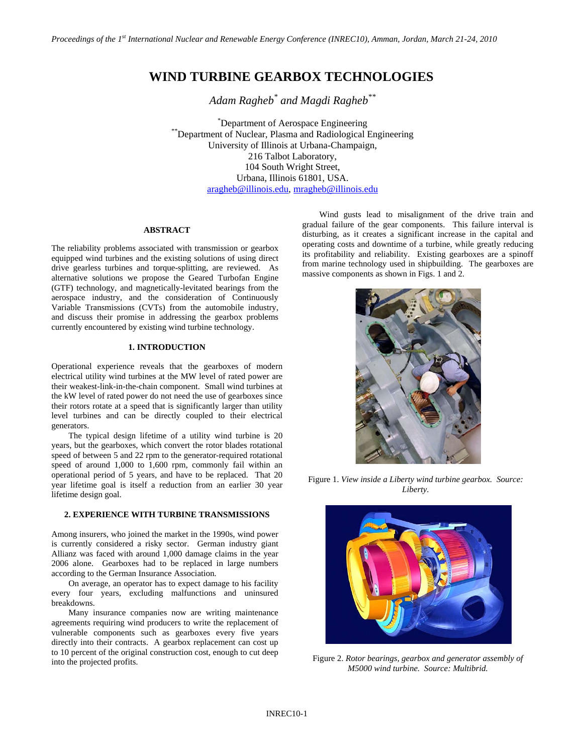# WIND TURBINE GEARBOX TECHNOLOGIES

*Adam Ragheb[*] and Magdi Ragheb[**]*

[*]Department of Aerospace Engineering
[**]Department of Nuclear, Plasma and Radiological Engineering
University of Illinois at Urbana-Champaign,
216 Talbot Laboratory,
104 South Wright Street,
Urbana, Illinois 61801, USA.
aragheb@illinois.edu, mragheb@illinois.edu

### ABSTRACT

The reliability problems associated with transmission or gearbox equipped wind turbines and the existing solutions of using direct drive gearless turbines and torque-splitting, are reviewed. As alternative solutions we propose the Geared Turbofan Engine (GTF) technology, and magnetically-levitated bearings from the aerospace industry, and the consideration of Continuously Variable Transmissions (CVTs) from the automobile industry, and discuss their promise in addressing the gearbox problems currently encountered by existing wind turbine technology.

## 1. INTRODUCTION

Operational experience reveals that the gearboxes of modern electrical utility wind turbines at the MW level of rated power are their weakest-link-in-the-chain component. Small wind turbines at the kW level of rated power do not need the use of gearboxes since their rotors rotate at a speed that is significantly larger than utility level turbines and can be directly coupled to their electrical generators.

The typical design lifetime of a utility wind turbine is 20 years, but the gearboxes, which convert the rotor blades rotational speed of between 5 and 22 rpm to the generator-required rotational speed of around 1,000 to 1,600 rpm, commonly fail within an operational period of 5 years, and have to be replaced. That 20 year lifetime goal is itself a reduction from an earlier 30 year lifetime design goal.

## 2. EXPERIENCE WITH TURBINE TRANSMISSIONS

Among insurers, who joined the market in the 1990s, wind power is currently considered a risky sector. German industry giant Allianz was faced with around 1,000 damage claims in the year 2006 alone. Gearboxes had to be replaced in large numbers according to the German Insurance Association.

On average, an operator has to expect damage to his facility every four years, excluding malfunctions and uninsured breakdowns.

Many insurance companies now are writing maintenance agreements requiring wind producers to write the replacement of vulnerable components such as gearboxes every five years directly into their contracts. A gearbox replacement can cost up to 10 percent of the original construction cost, enough to cut deep into the projected profits.

Wind gusts lead to misalignment of the drive train and gradual failure of the gear components. This failure interval is disturbing, as it creates a significant increase in the capital and operating costs and downtime of a turbine, while greatly reducing its profitability and reliability. Existing gearboxes are a spinoff from marine technology used in shipbuilding. The gearboxes are massive components as shown in Figs. 1 and 2.

Figure 1. *View inside a Liberty wind turbine gearbox. Source: Liberty.*

Figure 2. *Rotor bearings, gearbox and generator assembly of M5000 wind turbine. Source: Multibrid.*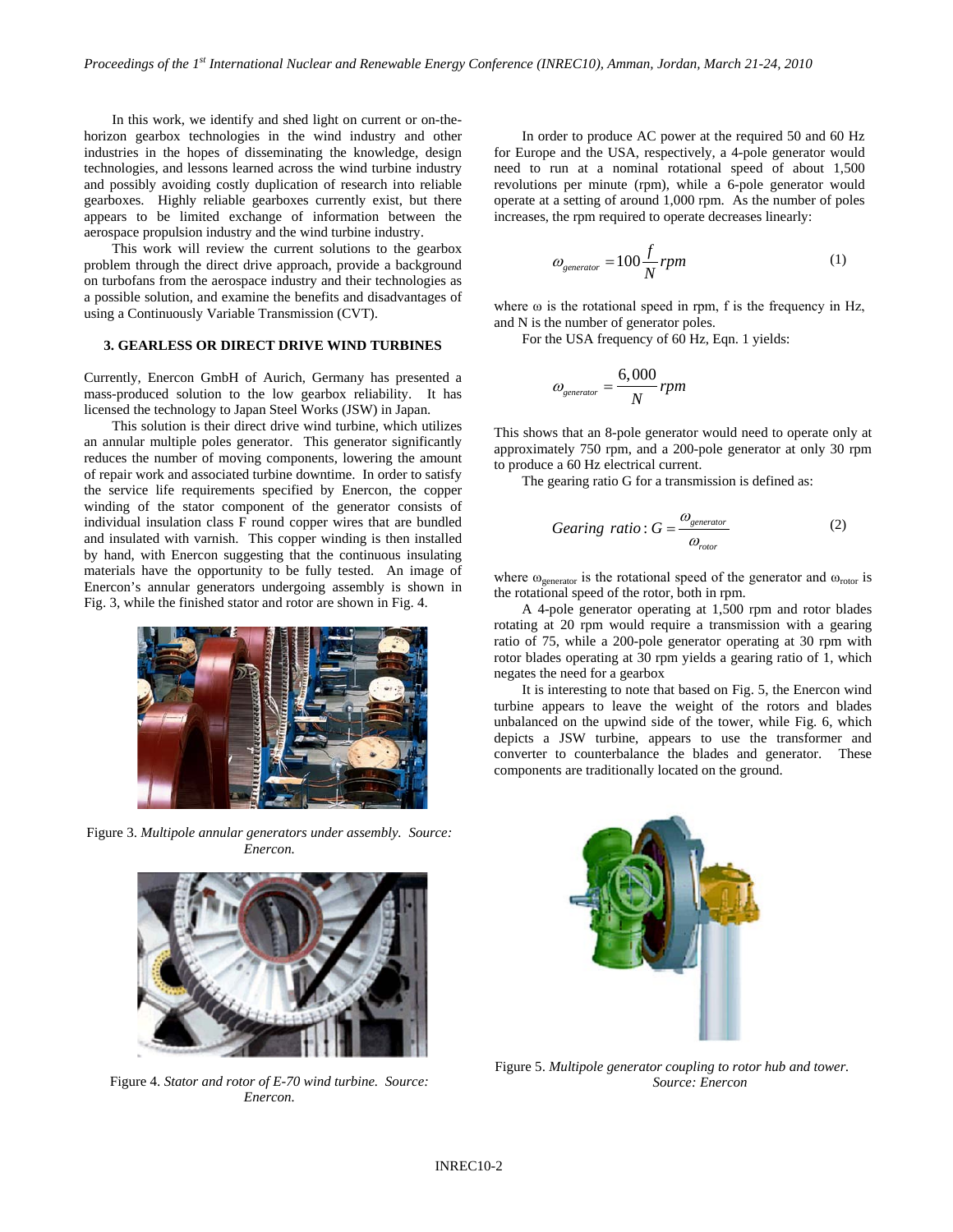In this work, we identify and shed light on current or on-the-horizon gearbox technologies in the wind industry and other industries in the hopes of disseminating the knowledge, design technologies, and lessons learned across the wind turbine industry and possibly avoiding costly duplication of research into reliable gearboxes. Highly reliable gearboxes currently exist, but there appears to be limited exchange of information between the aerospace propulsion industry and the wind turbine industry.

This work will review the current solutions to the gearbox problem through the direct drive approach, provide a background on turbofans from the aerospace industry and their technologies as a possible solution, and examine the benefits and disadvantages of using a Continuously Variable Transmission (CVT).

## 3. GEARLESS OR DIRECT DRIVE WIND TURBINES

Currently, Enercon GmbH of Aurich, Germany has presented a mass-produced solution to the low gearbox reliability. It has licensed the technology to Japan Steel Works (JSW) in Japan.

This solution is their direct drive wind turbine, which utilizes an annular multiple poles generator. This generator significantly reduces the number of moving components, lowering the amount of repair work and associated turbine downtime. In order to satisfy the service life requirements specified by Enercon, the copper winding of the stator component of the generator consists of individual insulation class F round copper wires that are bundled and insulated with varnish. This copper winding is then installed by hand, with Enercon suggesting that the continuous insulating materials have the opportunity to be fully tested. An image of Enercon's annular generators undergoing assembly is shown in Fig. 3, while the finished stator and rotor are shown in Fig. 4.

Figure 3. *Multipole annular generators under assembly. Source: Enercon.*

Figure 4. *Stator and rotor of E-70 wind turbine. Source: Enercon.*

In order to produce AC power at the required 50 and 60 Hz for Europe and the USA, respectively, a 4-pole generator would need to run at a nominal rotational speed of about 1,500 revolutions per minute (rpm), while a 6-pole generator would operate at a setting of around 1,000 rpm. As the number of poles increases, the rpm required to operate decreases linearly:

$$\omega_{generator} = 100 \frac{f}{N} rpm \tag{1}$$

where ω is the rotational speed in rpm, f is the frequency in Hz, and N is the number of generator poles.

For the USA frequency of 60 Hz, Eqn. 1 yields:

$$\omega_{generator} = \frac{6,000}{N} rpm$$

This shows that an 8-pole generator would need to operate only at approximately 750 rpm, and a 200-pole generator at only 30 rpm to produce a 60 Hz electrical current.

The gearing ratio G for a transmission is defined as:

$$Gearing\ ratio: G = \frac{\omega_{generator}}{\omega_{rotor}} \tag{2}$$

where $\omega_{generator}$ is the rotational speed of the generator and $\omega_{rotor}$ is the rotational speed of the rotor, both in rpm.

A 4-pole generator operating at 1,500 rpm and rotor blades rotating at 20 rpm would require a transmission with a gearing ratio of 75, while a 200-pole generator operating at 30 rpm with rotor blades operating at 30 rpm yields a gearing ratio of 1, which negates the need for a gearbox

It is interesting to note that based on Fig. 5, the Enercon wind turbine appears to leave the weight of the rotors and blades unbalanced on the upwind side of the tower, while Fig. 6, which depicts a JSW turbine, appears to use the transformer and converter to counterbalance the blades and generator. These components are traditionally located on the ground.

Figure 5. *Multipole generator coupling to rotor hub and tower. Source: Enercon*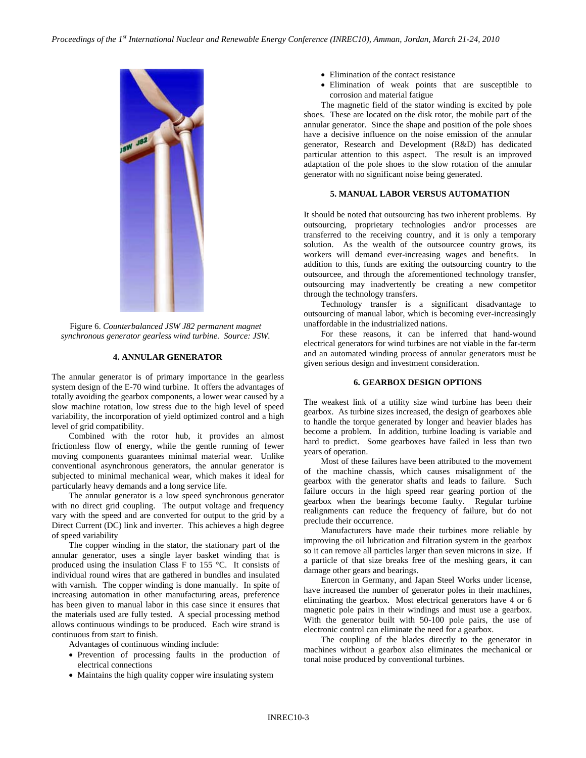Figure 6. *Counterbalanced JSW J82 permanent magnet synchronous generator gearless wind turbine. Source: JSW.*

## 4. ANNULAR GENERATOR

The annular generator is of primary importance in the gearless system design of the E-70 wind turbine. It offers the advantages of totally avoiding the gearbox components, a lower wear caused by a slow machine rotation, low stress due to the high level of speed variability, the incorporation of yield optimized control and a high level of grid compatibility.

Combined with the rotor hub, it provides an almost frictionless flow of energy, while the gentle running of fewer moving components guarantees minimal material wear. Unlike conventional asynchronous generators, the annular generator is subjected to minimal mechanical wear, which makes it ideal for particularly heavy demands and a long service life.

The annular generator is a low speed synchronous generator with no direct grid coupling. The output voltage and frequency vary with the speed and are converted for output to the grid by a Direct Current (DC) link and inverter. This achieves a high degree of speed variability

The copper winding in the stator, the stationary part of the annular generator, uses a single layer basket winding that is produced using the insulation Class F to 155 °C. It consists of individual round wires that are gathered in bundles and insulated with varnish. The copper winding is done manually. In spite of increasing automation in other manufacturing areas, preference has been given to manual labor in this case since it ensures that the materials used are fully tested. A special processing method allows continuous windings to be produced. Each wire strand is continuous from start to finish.

Advantages of continuous winding include:

- Prevention of processing faults in the production of electrical connections
- Maintains the high quality copper wire insulating system
- Elimination of the contact resistance
- Elimination of weak points that are susceptible to corrosion and material fatigue

The magnetic field of the stator winding is excited by pole shoes. These are located on the disk rotor, the mobile part of the annular generator. Since the shape and position of the pole shoes have a decisive influence on the noise emission of the annular generator, Research and Development (R&D) has dedicated particular attention to this aspect. The result is an improved adaptation of the pole shoes to the slow rotation of the annular generator with no significant noise being generated.

## 5. MANUAL LABOR VERSUS AUTOMATION

It should be noted that outsourcing has two inherent problems. By outsourcing, proprietary technologies and/or processes are transferred to the receiving country, and it is only a temporary solution. As the wealth of the outsourcee country grows, its workers will demand ever-increasing wages and benefits. In addition to this, funds are exiting the outsourcing country to the outsourcee, and through the aforementioned technology transfer, outsourcing may inadvertently be creating a new competitor through the technology transfers.

Technology transfer is a significant disadvantage to outsourcing of manual labor, which is becoming ever-increasingly unaffordable in the industrialized nations.

For these reasons, it can be inferred that hand-wound electrical generators for wind turbines are not viable in the far-term and an automated winding process of annular generators must be given serious design and investment consideration.

## 6. GEARBOX DESIGN OPTIONS

The weakest link of a utility size wind turbine has been their gearbox. As turbine sizes increased, the design of gearboxes able to handle the torque generated by longer and heavier blades has become a problem. In addition, turbine loading is variable and hard to predict. Some gearboxes have failed in less than two years of operation.

Most of these failures have been attributed to the movement of the machine chassis, which causes misalignment of the gearbox with the generator shafts and leads to failure. Such failure occurs in the high speed rear gearing portion of the gearbox when the bearings become faulty. Regular turbine realignments can reduce the frequency of failure, but do not preclude their occurrence.

Manufacturers have made their turbines more reliable by improving the oil lubrication and filtration system in the gearbox so it can remove all particles larger than seven microns in size. If a particle of that size breaks free of the meshing gears, it can damage other gears and bearings.

Enercon in Germany, and Japan Steel Works under license, have increased the number of generator poles in their machines, eliminating the gearbox. Most electrical generators have 4 or 6 magnetic pole pairs in their windings and must use a gearbox. With the generator built with 50-100 pole pairs, the use of electronic control can eliminate the need for a gearbox.

The coupling of the blades directly to the generator in machines without a gearbox also eliminates the mechanical or tonal noise produced by conventional turbines.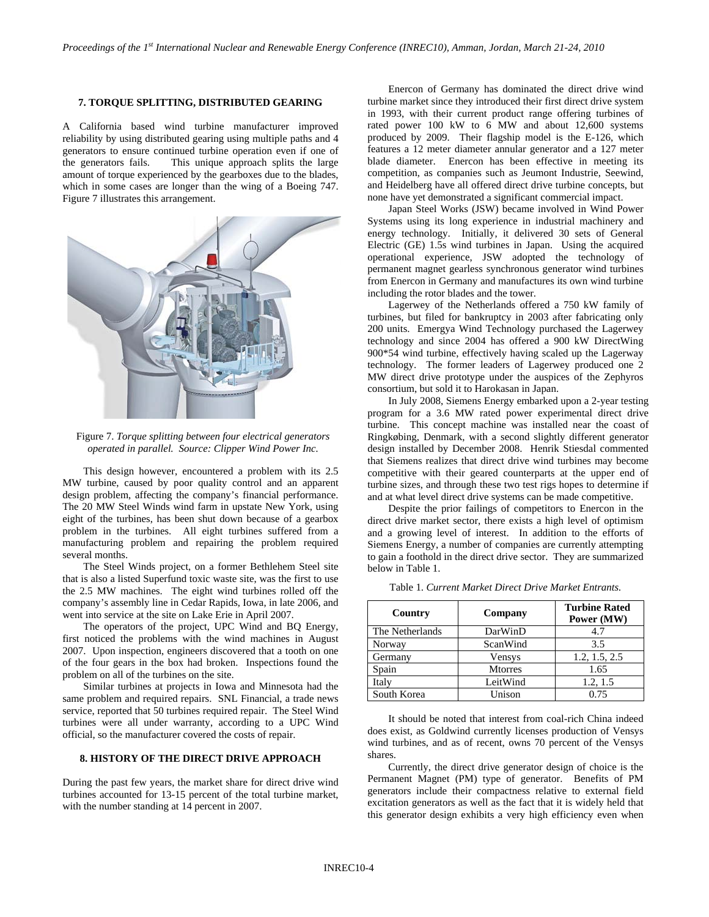## 7. TORQUE SPLITTING, DISTRIBUTED GEARING

A California based wind turbine manufacturer improved reliability by using distributed gearing using multiple paths and 4 generators to ensure continued turbine operation even if one of the generators fails. This unique approach splits the large amount of torque experienced by the gearboxes due to the blades, which in some cases are longer than the wing of a Boeing 747. Figure 7 illustrates this arrangement.

Figure 7. *Torque splitting between four electrical generators operated in parallel. Source: Clipper Wind Power Inc.*

This design however, encountered a problem with its 2.5 MW turbine, caused by poor quality control and an apparent design problem, affecting the company's financial performance. The 20 MW Steel Winds wind farm in upstate New York, using eight of the turbines, has been shut down because of a gearbox problem in the turbines. All eight turbines suffered from a manufacturing problem and repairing the problem required several months.

The Steel Winds project, on a former Bethlehem Steel site that is also a listed Superfund toxic waste site, was the first to use the 2.5 MW machines. The eight wind turbines rolled off the company's assembly line in Cedar Rapids, Iowa, in late 2006, and went into service at the site on Lake Erie in April 2007.

The operators of the project, UPC Wind and BQ Energy, first noticed the problems with the wind machines in August 2007. Upon inspection, engineers discovered that a tooth on one of the four gears in the box had broken. Inspections found the problem on all of the turbines on the site.

Similar turbines at projects in Iowa and Minnesota had the same problem and required repairs. SNL Financial, a trade news service, reported that 50 turbines required repair. The Steel Wind turbines were all under warranty, according to a UPC Wind official, so the manufacturer covered the costs of repair.

## 8. HISTORY OF THE DIRECT DRIVE APPROACH

During the past few years, the market share for direct drive wind turbines accounted for 13-15 percent of the total turbine market, with the number standing at 14 percent in 2007.

Enercon of Germany has dominated the direct drive wind turbine market since they introduced their first direct drive system in 1993, with their current product range offering turbines of rated power 100 kW to 6 MW and about 12,600 systems produced by 2009. Their flagship model is the E-126, which features a 12 meter diameter annular generator and a 127 meter blade diameter. Enercon has been effective in meeting its competition, as companies such as Jeumont Industrie, Seewind, and Heidelberg have all offered direct drive turbine concepts, but none have yet demonstrated a significant commercial impact.

Japan Steel Works (JSW) became involved in Wind Power Systems using its long experience in industrial machinery and energy technology. Initially, it delivered 30 sets of General Electric (GE) 1.5s wind turbines in Japan. Using the acquired operational experience, JSW adopted the technology of permanent magnet gearless synchronous generator wind turbines from Enercon in Germany and manufactures its own wind turbine including the rotor blades and the tower.

Lagerwey of the Netherlands offered a 750 kW family of turbines, but filed for bankruptcy in 2003 after fabricating only 200 units. Emergya Wind Technology purchased the Lagerwey technology and since 2004 has offered a 900 kW DirectWing 900*54 wind turbine, effectively having scaled up the Lagerway technology. The former leaders of Lagerwey produced one 2 MW direct drive prototype under the auspices of the Zephyros consortium, but sold it to Harokasan in Japan.

In July 2008, Siemens Energy embarked upon a 2-year testing program for a 3.6 MW rated power experimental direct drive turbine. This concept machine was installed near the coast of Ringkøbing, Denmark, with a second slightly different generator design installed by December 2008. Henrik Stiesdal commented that Siemens realizes that direct drive wind turbines may become competitive with their geared counterparts at the upper end of turbine sizes, and through these two test rigs hopes to determine if and at what level direct drive systems can be made competitive.

Despite the prior failings of competitors to Enercon in the direct drive market sector, there exists a high level of optimism and a growing level of interest. In addition to the efforts of Siemens Energy, a number of companies are currently attempting to gain a foothold in the direct drive sector. They are summarized below in Table 1.

Table 1. *Current Market Direct Drive Market Entrants.*

| Country | Company | Turbine Rated Power (MW) |
|---|---|---|
| The Netherlands | DarWinD | 4.7 |
| Norway | ScanWind | 3.5 |
| Germany | Vensys | 1.2, 1.5, 2.5 |
| Spain | Mtorres | 1.65 |
| Italy | LeitWind | 1.2, 1.5 |
| South Korea | Unison | 0.75 |

It should be noted that interest from coal-rich China indeed does exist, as Goldwind currently licenses production of Vensys wind turbines, and as of recent, owns 70 percent of the Vensys shares.

Currently, the direct drive generator design of choice is the Permanent Magnet (PM) type of generator. Benefits of PM generators include their compactness relative to external field excitation generators as well as the fact that it is widely held that this generator design exhibits a very high efficiency even when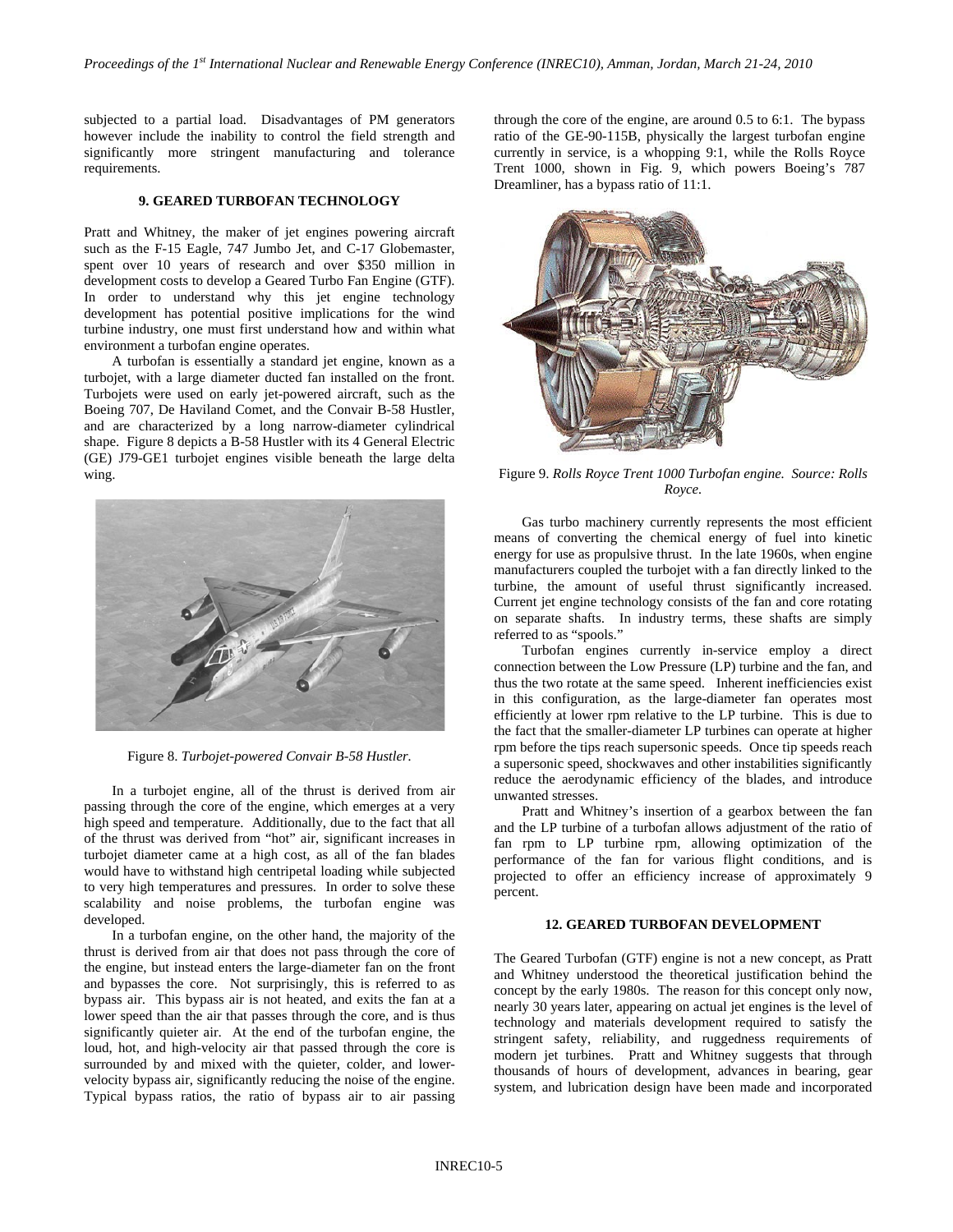subjected to a partial load. Disadvantages of PM generators however include the inability to control the field strength and significantly more stringent manufacturing and tolerance requirements.

## 9. GEARED TURBOFAN TECHNOLOGY

Pratt and Whitney, the maker of jet engines powering aircraft such as the F-15 Eagle, 747 Jumbo Jet, and C-17 Globemaster, spent over 10 years of research and over $350 million in development costs to develop a Geared Turbo Fan Engine (GTF). In order to understand why this jet engine technology development has potential positive implications for the wind turbine industry, one must first understand how and within what environment a turbofan engine operates.

A turbofan is essentially a standard jet engine, known as a turbojet, with a large diameter ducted fan installed on the front. Turbojets were used on early jet-powered aircraft, such as the Boeing 707, De Haviland Comet, and the Convair B-58 Hustler, and are characterized by a long narrow-diameter cylindrical shape. Figure 8 depicts a B-58 Hustler with its 4 General Electric (GE) J79-GE1 turbojet engines visible beneath the large delta wing.

Figure 8. *Turbojet-powered Convair B-58 Hustler*.

In a turbojet engine, all of the thrust is derived from air passing through the core of the engine, which emerges at a very high speed and temperature. Additionally, due to the fact that all of the thrust was derived from "hot" air, significant increases in turbojet diameter came at a high cost, as all of the fan blades would have to withstand high centripetal loading while subjected to very high temperatures and pressures. In order to solve these scalability and noise problems, the turbofan engine was developed.

In a turbofan engine, on the other hand, the majority of the thrust is derived from air that does not pass through the core of the engine, but instead enters the large-diameter fan on the front and bypasses the core. Not surprisingly, this is referred to as bypass air. This bypass air is not heated, and exits the fan at a lower speed than the air that passes through the core, and is thus significantly quieter air. At the end of the turbofan engine, the loud, hot, and high-velocity air that passed through the core is surrounded by and mixed with the quieter, colder, and lower-velocity bypass air, significantly reducing the noise of the engine. Typical bypass ratios, the ratio of bypass air to air passing through the core of the engine, are around 0.5 to 6:1. The bypass ratio of the GE-90-115B, physically the largest turbofan engine currently in service, is a whopping 9:1, while the Rolls Royce Trent 1000, shown in Fig. 9, which powers Boeing's 787 Dreamliner, has a bypass ratio of 11:1.

Figure 9. *Rolls Royce Trent 1000 Turbofan engine. Source: Rolls Royce*.

Gas turbo machinery currently represents the most efficient means of converting the chemical energy of fuel into kinetic energy for use as propulsive thrust. In the late 1960s, when engine manufacturers coupled the turbojet with a fan directly linked to the turbine, the amount of useful thrust significantly increased. Current jet engine technology consists of the fan and core rotating on separate shafts. In industry terms, these shafts are simply referred to as "spools."

Turbofan engines currently in-service employ a direct connection between the Low Pressure (LP) turbine and the fan, and thus the two rotate at the same speed. Inherent inefficiencies exist in this configuration, as the large-diameter fan operates most efficiently at lower rpm relative to the LP turbine. This is due to the fact that the smaller-diameter LP turbines can operate at higher rpm before the tips reach supersonic speeds. Once tip speeds reach a supersonic speed, shockwaves and other instabilities significantly reduce the aerodynamic efficiency of the blades, and introduce unwanted stresses.

Pratt and Whitney's insertion of a gearbox between the fan and the LP turbine of a turbofan allows adjustment of the ratio of fan rpm to LP turbine rpm, allowing optimization of the performance of the fan for various flight conditions, and is projected to offer an efficiency increase of approximately 9 percent.

## 12. GEARED TURBOFAN DEVELOPMENT

The Geared Turbofan (GTF) engine is not a new concept, as Pratt and Whitney understood the theoretical justification behind the concept by the early 1980s. The reason for this concept only now, nearly 30 years later, appearing on actual jet engines is the level of technology and materials development required to satisfy the stringent safety, reliability, and ruggedness requirements of modern jet turbines. Pratt and Whitney suggests that through thousands of hours of development, advances in bearing, gear system, and lubrication design have been made and incorporated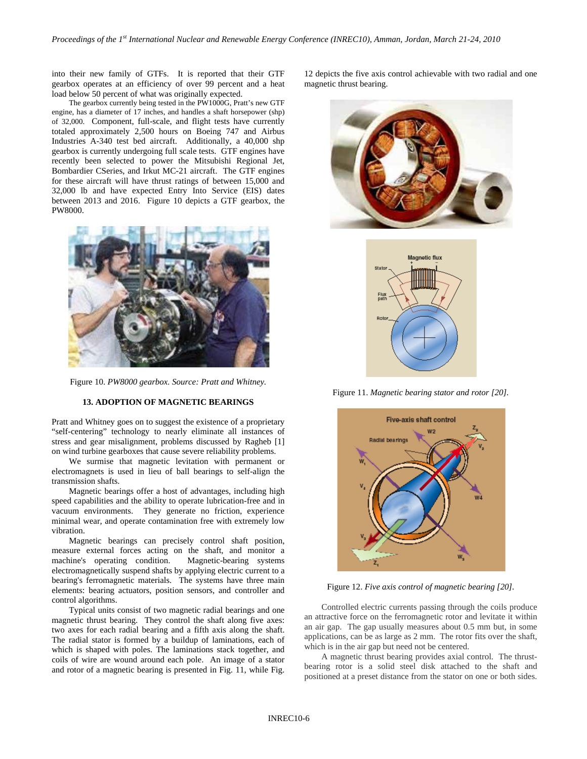into their new family of GTFs. It is reported that their GTF gearbox operates at an efficiency of over 99 percent and a heat load below 50 percent of what was originally expected.

The gearbox currently being tested in the PW1000G, Pratt's new GTF engine, has a diameter of 17 inches, and handles a shaft horsepower (shp) of 32,000. Component, full-scale, and flight tests have currently totaled approximately 2,500 hours on Boeing 747 and Airbus Industries A-340 test bed aircraft. Additionally, a 40,000 shp gearbox is currently undergoing full scale tests. GTF engines have recently been selected to power the Mitsubishi Regional Jet, Bombardier CSeries, and Irkut MC-21 aircraft. The GTF engines for these aircraft will have thrust ratings of between 15,000 and 32,000 lb and have expected Entry Into Service (EIS) dates between 2013 and 2016. Figure 10 depicts a GTF gearbox, the PW8000.

Figure 10. *PW8000 gearbox. Source: Pratt and Whitney.*

## 13. ADOPTION OF MAGNETIC BEARINGS

Pratt and Whitney goes on to suggest the existence of a proprietary "self-centering" technology to nearly eliminate all instances of stress and gear misalignment, problems discussed by Ragheb [1] on wind turbine gearboxes that cause severe reliability problems.

We surmise that magnetic levitation with permanent or electromagnets is used in lieu of ball bearings to self-align the transmission shafts.

Magnetic bearings offer a host of advantages, including high speed capabilities and the ability to operate lubrication-free and in vacuum environments. They generate no friction, experience minimal wear, and operate contamination free with extremely low vibration.

Magnetic bearings can precisely control shaft position, measure external forces acting on the shaft, and monitor a machine's operating condition. Magnetic-bearing systems electromagnetically suspend shafts by applying electric current to a bearing's ferromagnetic materials. The systems have three main elements: bearing actuators, position sensors, and controller and control algorithms.

Typical units consist of two magnetic radial bearings and one magnetic thrust bearing. They control the shaft along five axes: two axes for each radial bearing and a fifth axis along the shaft. The radial stator is formed by a buildup of laminations, each of which is shaped with poles. The laminations stack together, and coils of wire are wound around each pole. An image of a stator and rotor of a magnetic bearing is presented in Fig. 11, while Fig. 12 depicts the five axis control achievable with two radial and one magnetic thrust bearing.

Figure 11. *Magnetic bearing stator and rotor [20].*

Figure 12. *Five axis control of magnetic bearing [20].*

Controlled electric currents passing through the coils produce an attractive force on the ferromagnetic rotor and levitate it within an air gap. The gap usually measures about 0.5 mm but, in some applications, can be as large as 2 mm. The rotor fits over the shaft, which is in the air gap but need not be centered.

A magnetic thrust bearing provides axial control. The thrust-bearing rotor is a solid steel disk attached to the shaft and positioned at a preset distance from the stator on one or both sides.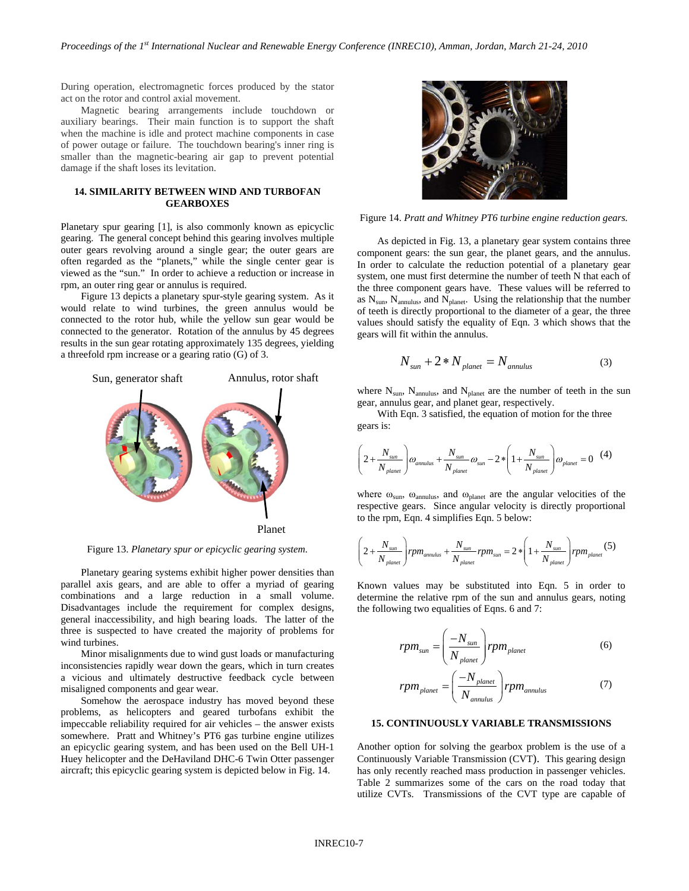During operation, electromagnetic forces produced by the stator act on the rotor and control axial movement.

Magnetic bearing arrangements include touchdown or auxiliary bearings. Their main function is to support the shaft when the machine is idle and protect machine components in case of power outage or failure. The touchdown bearing's inner ring is smaller than the magnetic-bearing air gap to prevent potential damage if the shaft loses its levitation.

## 14. SIMILARITY BETWEEN WIND AND TURBOFAN GEARBOXES

Planetary spur gearing [1], is also commonly known as epicyclic gearing. The general concept behind this gearing involves multiple outer gears revolving around a single gear; the outer gears are often regarded as the "planets," while the single center gear is viewed as the "sun." In order to achieve a reduction or increase in rpm, an outer ring gear or annulus is required.

Figure 13 depicts a planetary spur-style gearing system. As it would relate to wind turbines, the green annulus would be connected to the rotor hub, while the yellow sun gear would be connected to the generator. Rotation of the annulus by 45 degrees results in the sun gear rotating approximately 135 degrees, yielding a threefold rpm increase or a gearing ratio (G) of 3.

Figure 13. *Planetary spur or epicyclic gearing system.*

Planetary gearing systems exhibit higher power densities than parallel axis gears, and are able to offer a myriad of gearing combinations and a large reduction in a small volume. Disadvantages include the requirement for complex designs, general inaccessibility, and high bearing loads. The latter of the three is suspected to have created the majority of problems for wind turbines.

Minor misalignments due to wind gust loads or manufacturing inconsistencies rapidly wear down the gears, which in turn creates a vicious and ultimately destructive feedback cycle between misaligned components and gear wear.

Somehow the aerospace industry has moved beyond these problems, as helicopters and geared turbofans exhibit the impeccable reliability required for air vehicles – the answer exists somewhere. Pratt and Whitney's PT6 gas turbine engine utilizes an epicyclic gearing system, and has been used on the Bell UH-1 Huey helicopter and the DeHaviland DHC-6 Twin Otter passenger aircraft; this epicyclic gearing system is depicted below in Fig. 14.

Figure 14. *Pratt and Whitney PT6 turbine engine reduction gears.*

As depicted in Fig. 13, a planetary gear system contains three component gears: the sun gear, the planet gears, and the annulus. In order to calculate the reduction potential of a planetary gear system, one must first determine the number of teeth N that each of the three component gears have. These values will be referred to as $N_{sun}$, $N_{annulus}$, and $N_{planet}$. Using the relationship that the number of teeth is directly proportional to the diameter of a gear, the three values should satisfy the equality of Eqn. 3 which shows that the gears will fit within the annulus.

$$N_{sun} + 2 * N_{planet} = N_{annulus} \tag{3}$$

where $N_{sun}$, $N_{annulus}$, and $N_{planet}$ are the number of teeth in the sun gear, annulus gear, and planet gear, respectively.

With Eqn. 3 satisfied, the equation of motion for the three gears is:

$$\left(2 + \frac{N_{sun}}{N_{planet}}\right)\omega_{annulus} + \frac{N_{sun}}{N_{planet}}\omega_{sun} - 2 * \left(1 + \frac{N_{sun}}{N_{planet}}\right)\omega_{planet} = 0 \tag{4}$$

where $\omega_{sun}$, $\omega_{annulus}$, and $\omega_{planet}$ are the angular velocities of the respective gears. Since angular velocity is directly proportional to the rpm, Eqn. 4 simplifies Eqn. 5 below:

$$\left(2 + \frac{N_{sun}}{N_{planet}}\right)rpm_{annulus} + \frac{N_{sun}}{N_{planet}}rpm_{sun} = 2 * \left(1 + \frac{N_{sun}}{N_{planet}}\right)rpm_{planet} \tag{5}$$

Known values may be substituted into Eqn. 5 in order to determine the relative rpm of the sun and annulus gears, noting the following two equalities of Eqns. 6 and 7:

$$rpm_{sun} = \left(\frac{-N_{sun}}{N_{planet}}\right)rpm_{planet} \tag{6}$$

$$rpm_{planet} = \left(\frac{-N_{planet}}{N_{annulus}}\right)rpm_{annulus} \tag{7}$$

## 15. CONTINUOUSLY VARIABLE TRANSMISSIONS

Another option for solving the gearbox problem is the use of a Continuously Variable Transmission (CVT). This gearing design has only recently reached mass production in passenger vehicles. Table 2 summarizes some of the cars on the road today that utilize CVTs. Transmissions of the CVT type are capable of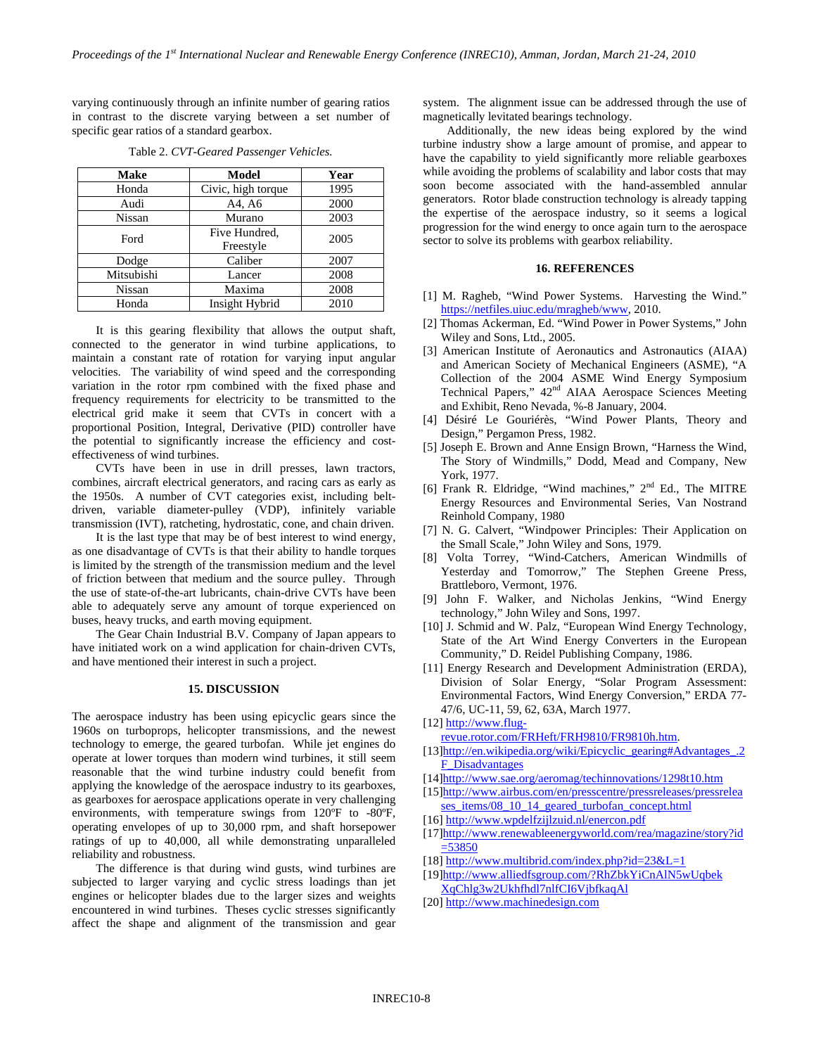varying continuously through an infinite number of gearing ratios in contrast to the discrete varying between a set number of specific gear ratios of a standard gearbox.

Table 2. *CVT-Geared Passenger Vehicles.*

| **Make** | **Model** | **Year** |
|---|---|---|
| Honda | Civic, high torque | 1995 |
| Audi | A4, A6 | 2000 |
| Nissan | Murano | 2003 |
| Ford | Five Hundred, Freestyle | 2005 |
| Dodge | Caliber | 2007 |
| Mitsubishi | Lancer | 2008 |
| Nissan | Maxima | 2008 |
| Honda | Insight Hybrid | 2010 |

It is this gearing flexibility that allows the output shaft, connected to the generator in wind turbine applications, to maintain a constant rate of rotation for varying input angular velocities. The variability of wind speed and the corresponding variation in the rotor rpm combined with the fixed phase and frequency requirements for electricity to be transmitted to the electrical grid make it seem that CVTs in concert with a proportional Position, Integral, Derivative (PID) controller have the potential to significantly increase the efficiency and cost-effectiveness of wind turbines.

CVTs have been in use in drill presses, lawn tractors, combines, aircraft electrical generators, and racing cars as early as the 1950s. A number of CVT categories exist, including belt-driven, variable diameter-pulley (VDP), infinitely variable transmission (IVT), ratcheting, hydrostatic, cone, and chain driven.

It is the last type that may be of best interest to wind energy, as one disadvantage of CVTs is that their ability to handle torques is limited by the strength of the transmission medium and the level of friction between that medium and the source pulley. Through the use of state-of-the-art lubricants, chain-drive CVTs have been able to adequately serve any amount of torque experienced on buses, heavy trucks, and earth moving equipment.

The Gear Chain Industrial B.V. Company of Japan appears to have initiated work on a wind application for chain-driven CVTs, and have mentioned their interest in such a project.

## 15. DISCUSSION

The aerospace industry has been using epicyclic gears since the 1960s on turboprops, helicopter transmissions, and the newest technology to emerge, the geared turbofan. While jet engines do operate at lower torques than modern wind turbines, it still seem reasonable that the wind turbine industry could benefit from applying the knowledge of the aerospace industry to its gearboxes, as gearboxes for aerospace applications operate in very challenging environments, with temperature swings from 120ºF to -80ºF, operating envelopes of up to 30,000 rpm, and shaft horsepower ratings of up to 40,000, all while demonstrating unparalleled reliability and robustness.

The difference is that during wind gusts, wind turbines are subjected to larger varying and cyclic stress loadings than jet engines or helicopter blades due to the larger sizes and weights encountered in wind turbines. Theses cyclic stresses significantly affect the shape and alignment of the transmission and gear system. The alignment issue can be addressed through the use of magnetically levitated bearings technology.

Additionally, the new ideas being explored by the wind turbine industry show a large amount of promise, and appear to have the capability to yield significantly more reliable gearboxes while avoiding the problems of scalability and labor costs that may soon become associated with the hand-assembled annular generators. Rotor blade construction technology is already tapping the expertise of the aerospace industry, so it seems a logical progression for the wind energy to once again turn to the aerospace sector to solve its problems with gearbox reliability.

## 16. REFERENCES

[1] M. Ragheb, "Wind Power Systems. Harvesting the Wind." https://netfiles.uiuc.edu/mragheb/www, 2010.

[2] Thomas Ackerman, Ed. "Wind Power in Power Systems," John Wiley and Sons, Ltd., 2005.

[3] American Institute of Aeronautics and Astronautics (AIAA) and American Society of Mechanical Engineers (ASME), "A Collection of the 2004 ASME Wind Energy Symposium Technical Papers," 42nd AIAA Aerospace Sciences Meeting and Exhibit, Reno Nevada, %-8 January, 2004.

[4] Désiré Le Gouriérès, "Wind Power Plants, Theory and Design," Pergamon Press, 1982.

[5] Joseph E. Brown and Anne Ensign Brown, "Harness the Wind, The Story of Windmills," Dodd, Mead and Company, New York, 1977.

[6] Frank R. Eldridge, "Wind machines," 2nd Ed., The MITRE Energy Resources and Environmental Series, Van Nostrand Reinhold Company, 1980

[7] N. G. Calvert, "Windpower Principles: Their Application on the Small Scale," John Wiley and Sons, 1979.

[8] Volta Torrey, "Wind-Catchers, American Windmills of Yesterday and Tomorrow," The Stephen Greene Press, Brattleboro, Vermont, 1976.

[9] John F. Walker, and Nicholas Jenkins, "Wind Energy technology," John Wiley and Sons, 1997.

[10] J. Schmid and W. Palz, "European Wind Energy Technology, State of the Art Wind Energy Converters in the European Community," D. Reidel Publishing Company, 1986.

[11] Energy Research and Development Administration (ERDA), Division of Solar Energy, "Solar Program Assessment: Environmental Factors, Wind Energy Conversion," ERDA 77-47/6, UC-11, 59, 62, 63A, March 1977.

[12] http://www.flug-revue.rotor.com/FRHeft/FRH9810/FR9810h.htm.

[13] http://en.wikipedia.org/wiki/Epicyclic_gearing#Advantages_.2F_Disadvantages

[14] http://www.sae.org/aeromag/techinnovations/1298t10.htm

[15] http://www.airbus.com/en/presscentre/pressreleases/pressreleases_items/08_10_14_geared_turbofan_concept.html

[16] http://www.wpdelfzijlzuid.nl/enercon.pdf

[17] http://www.renewableenergyworld.com/rea/magazine/story?id=53850

[18] http://www.multibrid.com/index.php?id=23&L=1

[19] http://www.alliedfsgroup.com/?RhZbkYiCnAlN5wUqbekXqChlg3w2Ukhfhdl7nlfCI6VjbfkaqAl

[20] http://www.machinedesign.com